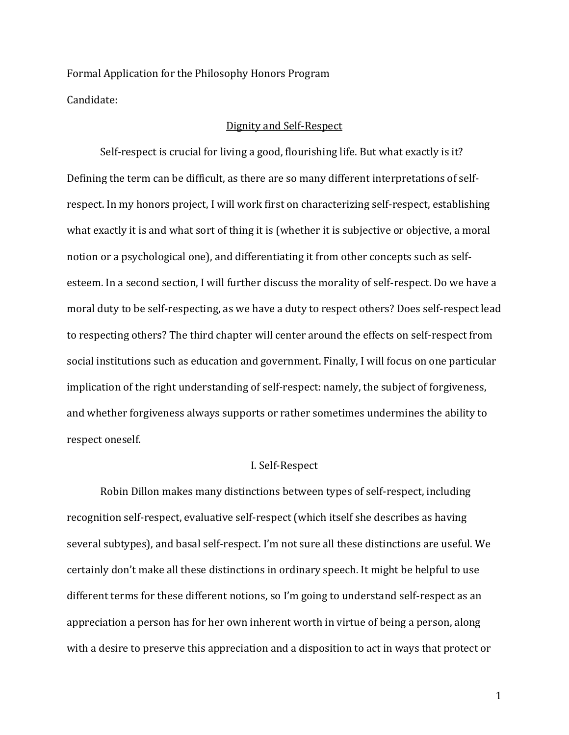Formal Application for the Philosophy Honors Program

Candidate:

# Dignity and Self-Respect

Self-respect is crucial for living a good, flourishing life. But what exactly is it? Defining the term can be difficult, as there are so many different interpretations of self-respect. In my honors project, I will work first on characterizing self-respect, establishing what exactly it is and what sort of thing it is (whether it is subjective or objective, a moral notion or a psychological one), and differentiating it from other concepts such as self-esteem. In a second section, I will further discuss the morality of self-respect. Do we have a moral duty to be self-respecting, as we have a duty to respect others? Does self-respect lead to respecting others? The third chapter will center around the effects on self-respect from social institutions such as education and government. Finally, I will focus on one particular implication of the right understanding of self-respect: namely, the subject of forgiveness, and whether forgiveness always supports or rather sometimes undermines the ability to respect oneself.

## I. Self-Respect

Robin Dillon makes many distinctions between types of self-respect, including recognition self-respect, evaluative self-respect (which itself she describes as having several subtypes), and basal self-respect. I'm not sure all these distinctions are useful. We certainly don't make all these distinctions in ordinary speech. It might be helpful to use different terms for these different notions, so I'm going to understand self-respect as an appreciation a person has for her own inherent worth in virtue of being a person, along with a desire to preserve this appreciation and a disposition to act in ways that protect or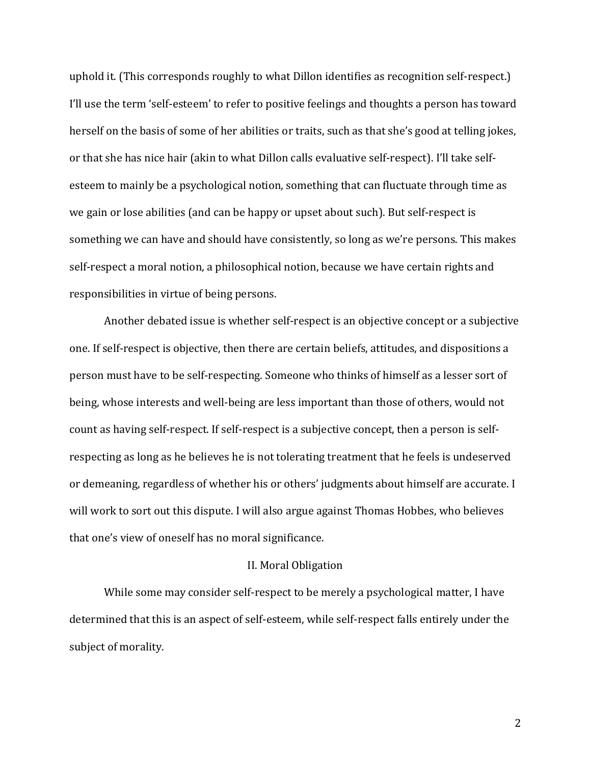uphold it. (This corresponds roughly to what Dillon identifies as recognition self-respect.) I'll use the term 'self-esteem' to refer to positive feelings and thoughts a person has toward herself on the basis of some of her abilities or traits, such as that she's good at telling jokes, or that she has nice hair (akin to what Dillon calls evaluative self-respect). I'll take self-esteem to mainly be a psychological notion, something that can fluctuate through time as we gain or lose abilities (and can be happy or upset about such). But self-respect is something we can have and should have consistently, so long as we're persons. This makes self-respect a moral notion, a philosophical notion, because we have certain rights and responsibilities in virtue of being persons.

Another debated issue is whether self-respect is an objective concept or a subjective one. If self-respect is objective, then there are certain beliefs, attitudes, and dispositions a person must have to be self-respecting. Someone who thinks of himself as a lesser sort of being, whose interests and well-being are less important than those of others, would not count as having self-respect. If self-respect is a subjective concept, then a person is self-respecting as long as he believes he is not tolerating treatment that he feels is undeserved or demeaning, regardless of whether his or others' judgments about himself are accurate. I will work to sort out this dispute. I will also argue against Thomas Hobbes, who believes that one's view of oneself has no moral significance.

## II. Moral Obligation

While some may consider self-respect to be merely a psychological matter, I have determined that this is an aspect of self-esteem, while self-respect falls entirely under the subject of morality.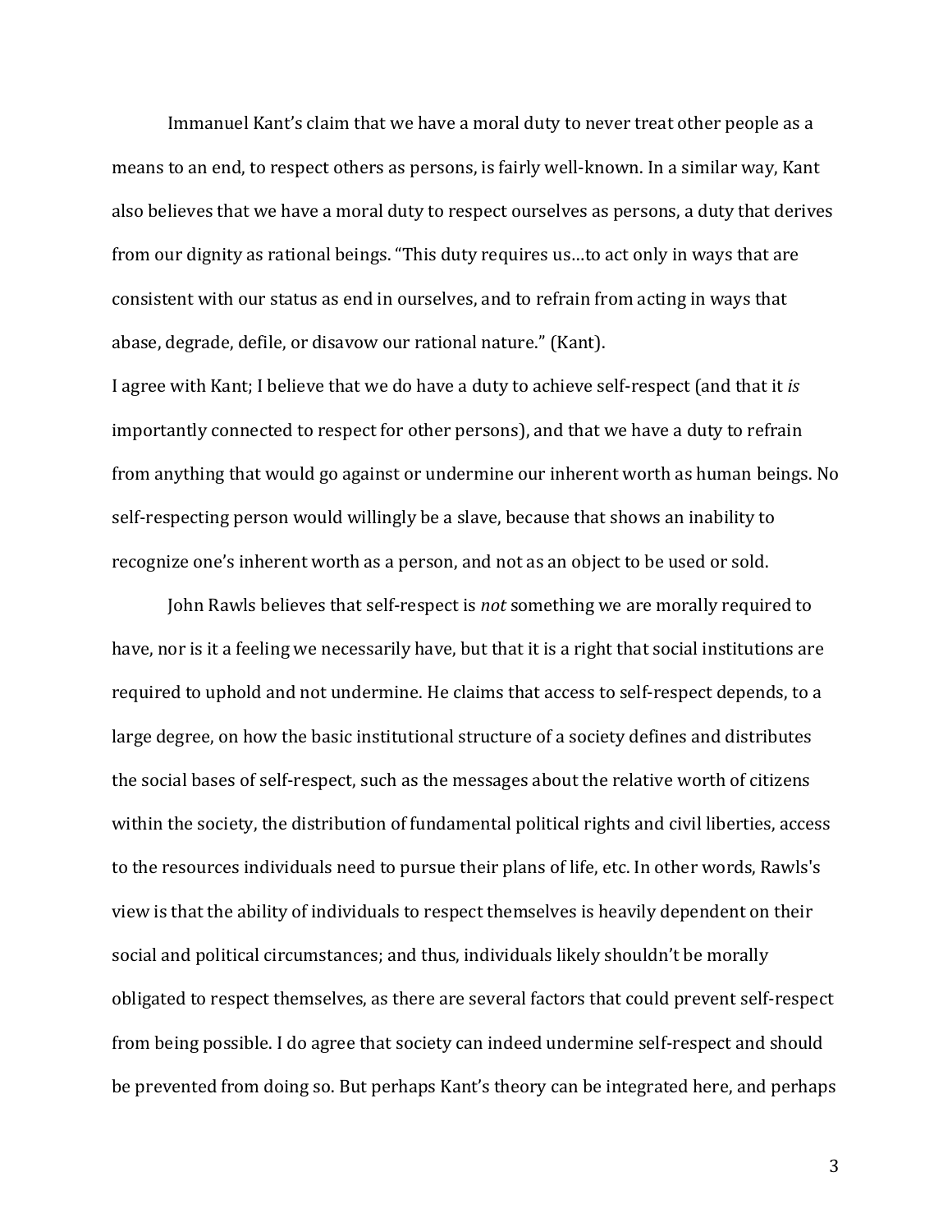Immanuel Kant's claim that we have a moral duty to never treat other people as a means to an end, to respect others as persons, is fairly well-known. In a similar way, Kant also believes that we have a moral duty to respect ourselves as persons, a duty that derives from our dignity as rational beings. "This duty requires us…to act only in ways that are consistent with our status as end in ourselves, and to refrain from acting in ways that abase, degrade, defile, or disavow our rational nature." (Kant).

I agree with Kant; I believe that we do have a duty to achieve self-respect (and that it *is* importantly connected to respect for other persons), and that we have a duty to refrain from anything that would go against or undermine our inherent worth as human beings. No self-respecting person would willingly be a slave, because that shows an inability to recognize one's inherent worth as a person, and not as an object to be used or sold.

John Rawls believes that self-respect is *not* something we are morally required to have, nor is it a feeling we necessarily have, but that it is a right that social institutions are required to uphold and not undermine. He claims that access to self-respect depends, to a large degree, on how the basic institutional structure of a society defines and distributes the social bases of self-respect, such as the messages about the relative worth of citizens within the society, the distribution of fundamental political rights and civil liberties, access to the resources individuals need to pursue their plans of life, etc. In other words, Rawls's view is that the ability of individuals to respect themselves is heavily dependent on their social and political circumstances; and thus, individuals likely shouldn't be morally obligated to respect themselves, as there are several factors that could prevent self-respect from being possible. I do agree that society can indeed undermine self-respect and should be prevented from doing so. But perhaps Kant's theory can be integrated here, and perhaps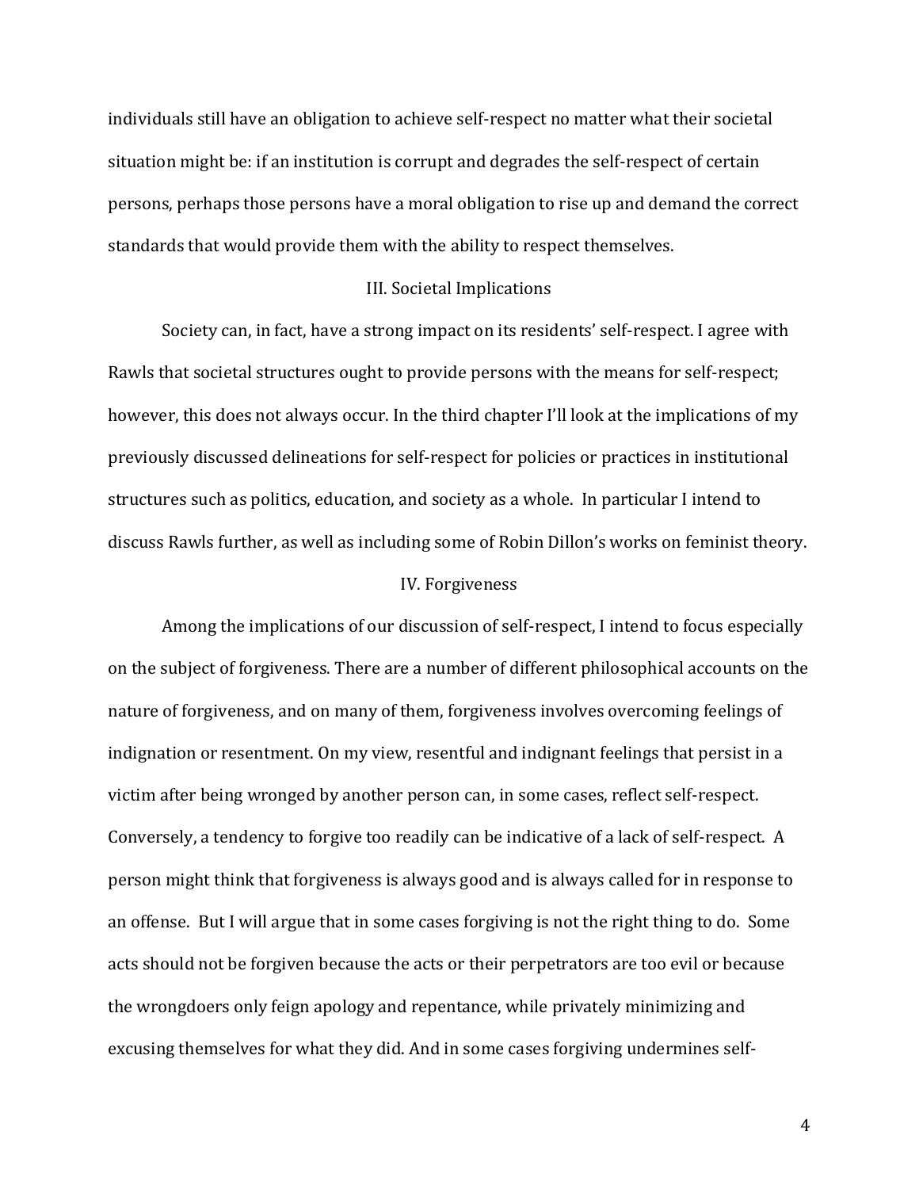individuals still have an obligation to achieve self-respect no matter what their societal situation might be: if an institution is corrupt and degrades the self-respect of certain persons, perhaps those persons have a moral obligation to rise up and demand the correct standards that would provide them with the ability to respect themselves.

## III. Societal Implications

Society can, in fact, have a strong impact on its residents' self-respect. I agree with Rawls that societal structures ought to provide persons with the means for self-respect; however, this does not always occur. In the third chapter I'll look at the implications of my previously discussed delineations for self-respect for policies or practices in institutional structures such as politics, education, and society as a whole. In particular I intend to discuss Rawls further, as well as including some of Robin Dillon's works on feminist theory.

## IV. Forgiveness

Among the implications of our discussion of self-respect, I intend to focus especially on the subject of forgiveness. There are a number of different philosophical accounts on the nature of forgiveness, and on many of them, forgiveness involves overcoming feelings of indignation or resentment. On my view, resentful and indignant feelings that persist in a victim after being wronged by another person can, in some cases, reflect self-respect. Conversely, a tendency to forgive too readily can be indicative of a lack of self-respect. A person might think that forgiveness is always good and is always called for in response to an offense. But I will argue that in some cases forgiving is not the right thing to do. Some acts should not be forgiven because the acts or their perpetrators are too evil or because the wrongdoers only feign apology and repentance, while privately minimizing and excusing themselves for what they did. And in some cases forgiving undermines self-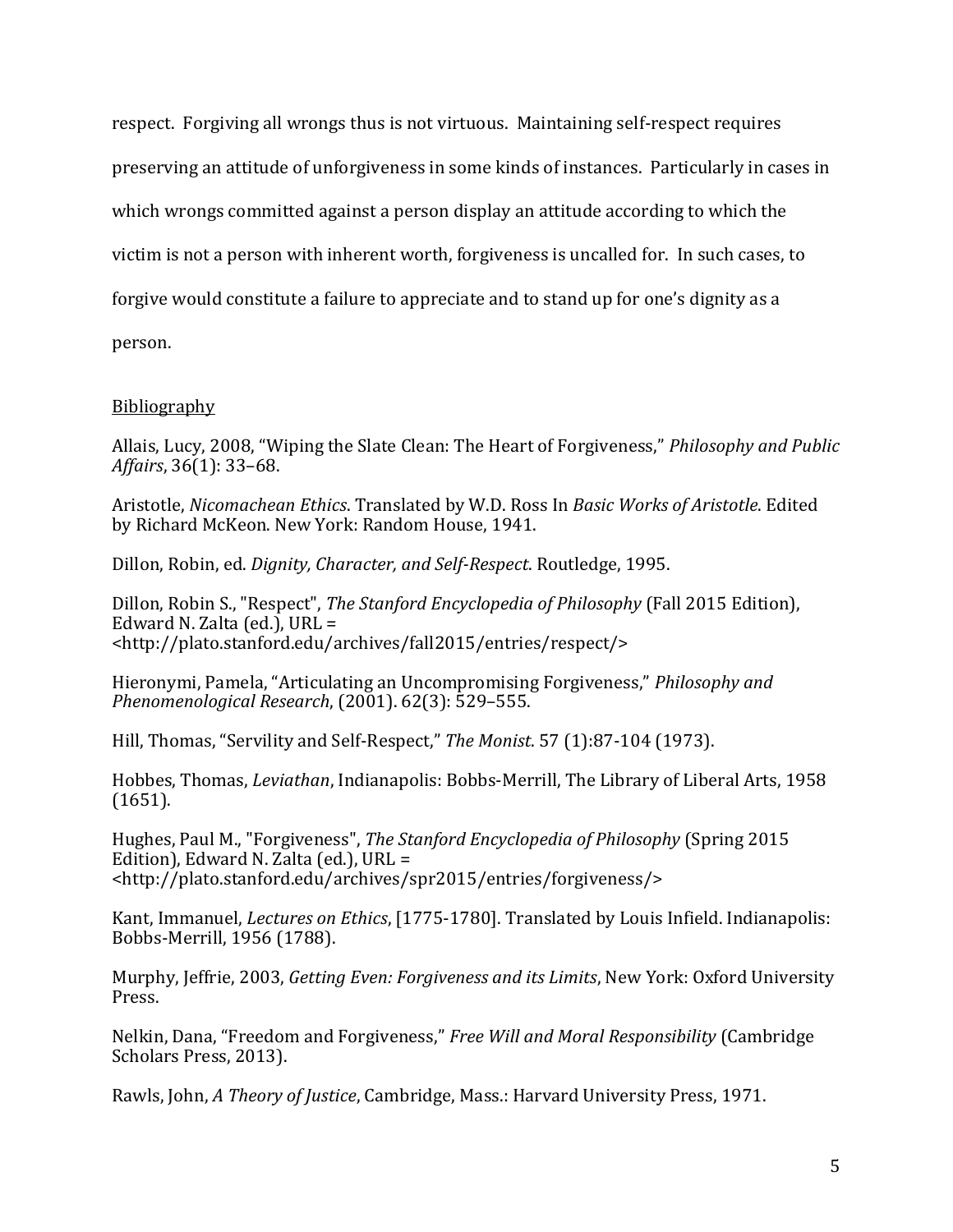respect. Forgiving all wrongs thus is not virtuous. Maintaining self-respect requires preserving an attitude of unforgiveness in some kinds of instances. Particularly in cases in which wrongs committed against a person display an attitude according to which the victim is not a person with inherent worth, forgiveness is uncalled for. In such cases, to forgive would constitute a failure to appreciate and to stand up for one's dignity as a person.

<u>Bibliography</u>

Allais, Lucy, 2008, "Wiping the Slate Clean: The Heart of Forgiveness," *Philosophy and Public Affairs*, 36(1): 33–68.

Aristotle, *Nicomachean Ethics*. Translated by W.D. Ross In *Basic Works of Aristotle*. Edited by Richard McKeon. New York: Random House, 1941.

Dillon, Robin, ed. *Dignity, Character, and Self-Respect*. Routledge, 1995.

Dillon, Robin S., "Respect", *The Stanford Encyclopedia of Philosophy* (Fall 2015 Edition), Edward N. Zalta (ed.), URL = <http://plato.stanford.edu/archives/fall2015/entries/respect/>

Hieronymi, Pamela, "Articulating an Uncompromising Forgiveness," *Philosophy and Phenomenological Research*, (2001). 62(3): 529–555.

Hill, Thomas, "Servility and Self-Respect," *The Monist*. 57 (1):87-104 (1973).

Hobbes, Thomas, *Leviathan*, Indianapolis: Bobbs-Merrill, The Library of Liberal Arts, 1958 (1651).

Hughes, Paul M., "Forgiveness", *The Stanford Encyclopedia of Philosophy* (Spring 2015 Edition), Edward N. Zalta (ed.), URL = <http://plato.stanford.edu/archives/spr2015/entries/forgiveness/>

Kant, Immanuel, *Lectures on Ethics*, [1775-1780]. Translated by Louis Infield. Indianapolis: Bobbs-Merrill, 1956 (1788).

Murphy, Jeffrie, 2003, *Getting Even: Forgiveness and its Limits*, New York: Oxford University Press.

Nelkin, Dana, "Freedom and Forgiveness," *Free Will and Moral Responsibility* (Cambridge Scholars Press, 2013).

Rawls, John, *A Theory of Justice*, Cambridge, Mass.: Harvard University Press, 1971.